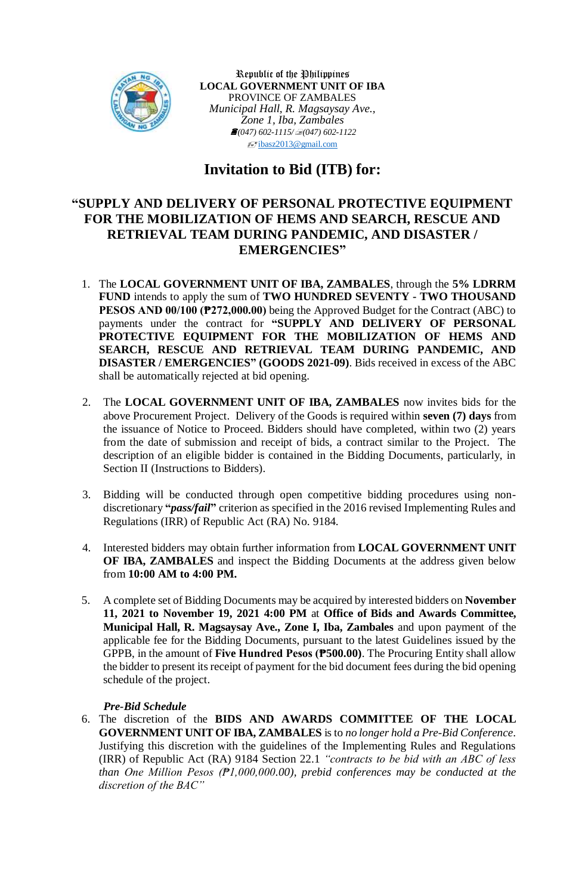Republic of the Philippines
**LOCAL GOVERNMENT UNIT OF IBA**
PROVINCE OF ZAMBALES
*Municipal Hall, R. Magsaysay Ave.,*
*Zone 1, Iba, Zambales*
*(047) 602-1115/ (047) 602-1122*
ibasz2013@gmail.com

# Invitation to Bid (ITB) for:

## "SUPPLY AND DELIVERY OF PERSONAL PROTECTIVE EQUIPMENT FOR THE MOBILIZATION OF HEMS AND SEARCH, RESCUE AND RETRIEVAL TEAM DURING PANDEMIC, AND DISASTER / EMERGENCIES"

1. The **LOCAL GOVERNMENT UNIT OF IBA, ZAMBALES**, through the **5% LDRRM FUND** intends to apply the sum of **TWO HUNDRED SEVENTY - TWO THOUSAND PESOS AND 00/100 (₱272,000.00)** being the Approved Budget for the Contract (ABC) to payments under the contract for **"SUPPLY AND DELIVERY OF PERSONAL PROTECTIVE EQUIPMENT FOR THE MOBILIZATION OF HEMS AND SEARCH, RESCUE AND RETRIEVAL TEAM DURING PANDEMIC, AND DISASTER / EMERGENCIES" (GOODS 2021-09)**. Bids received in excess of the ABC shall be automatically rejected at bid opening.

2. The **LOCAL GOVERNMENT UNIT OF IBA, ZAMBALES** now invites bids for the above Procurement Project. Delivery of the Goods is required within **seven (7) days** from the issuance of Notice to Proceed. Bidders should have completed, within two (2) years from the date of submission and receipt of bids, a contract similar to the Project. The description of an eligible bidder is contained in the Bidding Documents, particularly, in Section II (Instructions to Bidders).

3. Bidding will be conducted through open competitive bidding procedures using non-discretionary **"*pass/fail*"** criterion as specified in the 2016 revised Implementing Rules and Regulations (IRR) of Republic Act (RA) No. 9184.

4. Interested bidders may obtain further information from **LOCAL GOVERNMENT UNIT OF IBA, ZAMBALES** and inspect the Bidding Documents at the address given below from **10:00 AM to 4:00 PM.**

5. A complete set of Bidding Documents may be acquired by interested bidders on **November 11, 2021 to November 19, 2021 4:00 PM** at **Office of Bids and Awards Committee, Municipal Hall, R. Magsaysay Ave., Zone I, Iba, Zambales** and upon payment of the applicable fee for the Bidding Documents, pursuant to the latest Guidelines issued by the GPPB, in the amount of **Five Hundred Pesos (₱500.00)**. The Procuring Entity shall allow the bidder to present its receipt of payment for the bid document fees during the bid opening schedule of the project.

***Pre-Bid Schedule***

6. The discretion of the **BIDS AND AWARDS COMMITTEE OF THE LOCAL GOVERNMENT UNIT OF IBA, ZAMBALES** is to *no longer hold a Pre-Bid Conference*. Justifying this discretion with the guidelines of the Implementing Rules and Regulations (IRR) of Republic Act (RA) 9184 Section 22.1 *"contracts to be bid with an ABC of less than One Million Pesos (₱1,000,000.00), prebid conferences may be conducted at the discretion of the BAC"*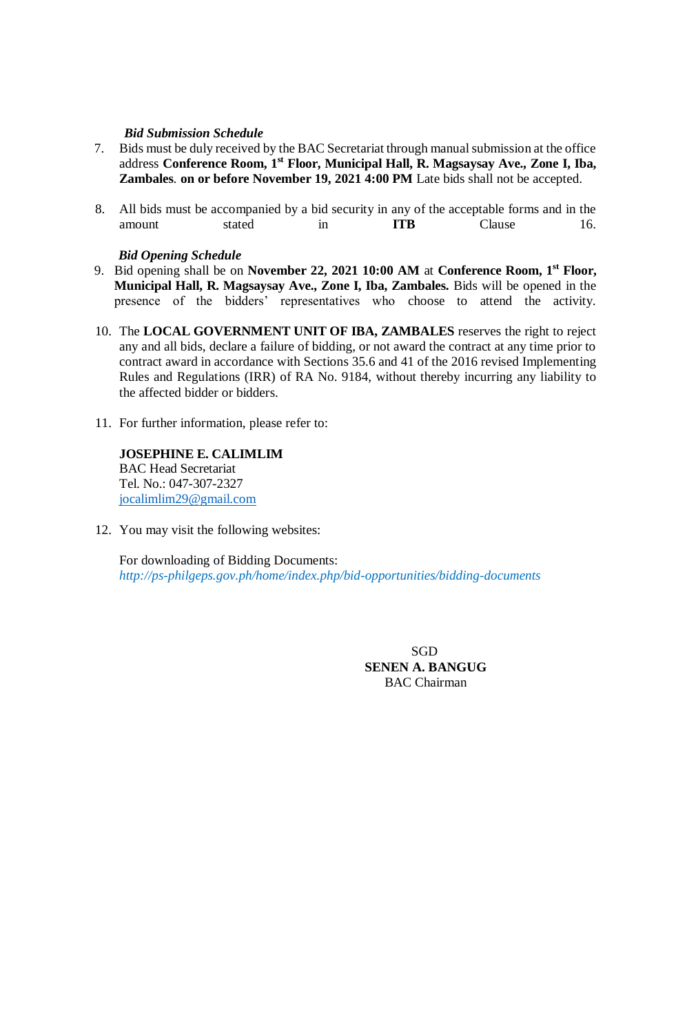***Bid Submission Schedule***

7. Bids must be duly received by the BAC Secretariat through manual submission at the office address **Conference Room, 1st Floor, Municipal Hall, R. Magsaysay Ave., Zone I, Iba, Zambales**. **on or before November 19, 2021 4:00 PM** Late bids shall not be accepted.

8. All bids must be accompanied by a bid security in any of the acceptable forms and in the amount stated in **ITB** Clause 16.

***Bid Opening Schedule***

9. Bid opening shall be on **November 22, 2021 10:00 AM** at **Conference Room, 1st Floor, Municipal Hall, R. Magsaysay Ave., Zone I, Iba, Zambales.** Bids will be opened in the presence of the bidders' representatives who choose to attend the activity.

10. The **LOCAL GOVERNMENT UNIT OF IBA, ZAMBALES** reserves the right to reject any and all bids, declare a failure of bidding, or not award the contract at any time prior to contract award in accordance with Sections 35.6 and 41 of the 2016 revised Implementing Rules and Regulations (IRR) of RA No. 9184, without thereby incurring any liability to the affected bidder or bidders.

11. For further information, please refer to:

    **JOSEPHINE E. CALIMLIM**
    BAC Head Secretariat
    Tel. No.: 047-307-2327
    jocalimlim29@gmail.com

12. You may visit the following websites:

    For downloading of Bidding Documents:
    *http://ps-philgeps.gov.ph/home/index.php/bid-opportunities/bidding-documents*

SGD
**SENEN A. BANGUG**
BAC Chairman